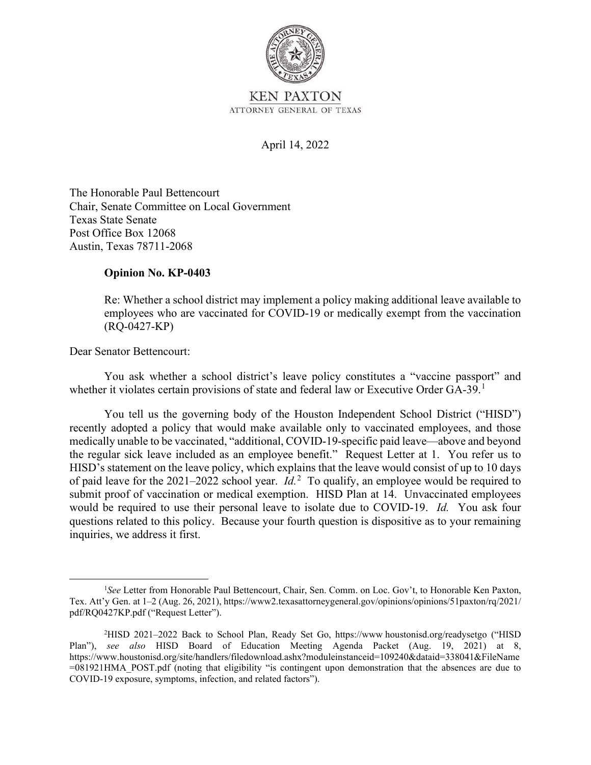KEN PAXTON

ATTORNEY GENERAL OF TEXAS

April 14, 2022

The Honorable Paul Bettencourt
Chair, Senate Committee on Local Government
Texas State Senate
Post Office Box 12068
Austin, Texas 78711-2068

**Opinion No. KP-0403**

Re: Whether a school district may implement a policy making additional leave available to employees who are vaccinated for COVID-19 or medically exempt from the vaccination (RQ-0427-KP)

Dear Senator Bettencourt:

You ask whether a school district's leave policy constitutes a "vaccine passport" and whether it violates certain provisions of state and federal law or Executive Order GA-39.[1]

You tell us the governing body of the Houston Independent School District ("HISD") recently adopted a policy that would make available only to vaccinated employees, and those medically unable to be vaccinated, "additional, COVID-19-specific paid leave—above and beyond the regular sick leave included as an employee benefit." Request Letter at 1. You refer us to HISD's statement on the leave policy, which explains that the leave would consist of up to 10 days of paid leave for the 2021–2022 school year. *Id.*[2] To qualify, an employee would be required to submit proof of vaccination or medical exemption. HISD Plan at 14. Unvaccinated employees would be required to use their personal leave to isolate due to COVID-19. *Id.* You ask four questions related to this policy. Because your fourth question is dispositive as to your remaining inquiries, we address it first.

---

[1]*See* Letter from Honorable Paul Bettencourt, Chair, Sen. Comm. on Loc. Gov't, to Honorable Ken Paxton, Tex. Att'y Gen. at 1–2 (Aug. 26, 2021), https://www2.texasattorneygeneral.gov/opinions/opinions/51paxton/rq/2021/pdf/RQ0427KP.pdf ("Request Letter").

[2]HISD 2021–2022 Back to School Plan, Ready Set Go, https://www houstonisd.org/readysetgo ("HISD Plan"), *see also* HISD Board of Education Meeting Agenda Packet (Aug. 19, 2021) at 8, https://www.houstonisd.org/site/handlers/filedownload.ashx?moduleinstanceid=109240&dataid=338041&FileName=081921HMA_POST.pdf (noting that eligibility "is contingent upon demonstration that the absences are due to COVID-19 exposure, symptoms, infection, and related factors").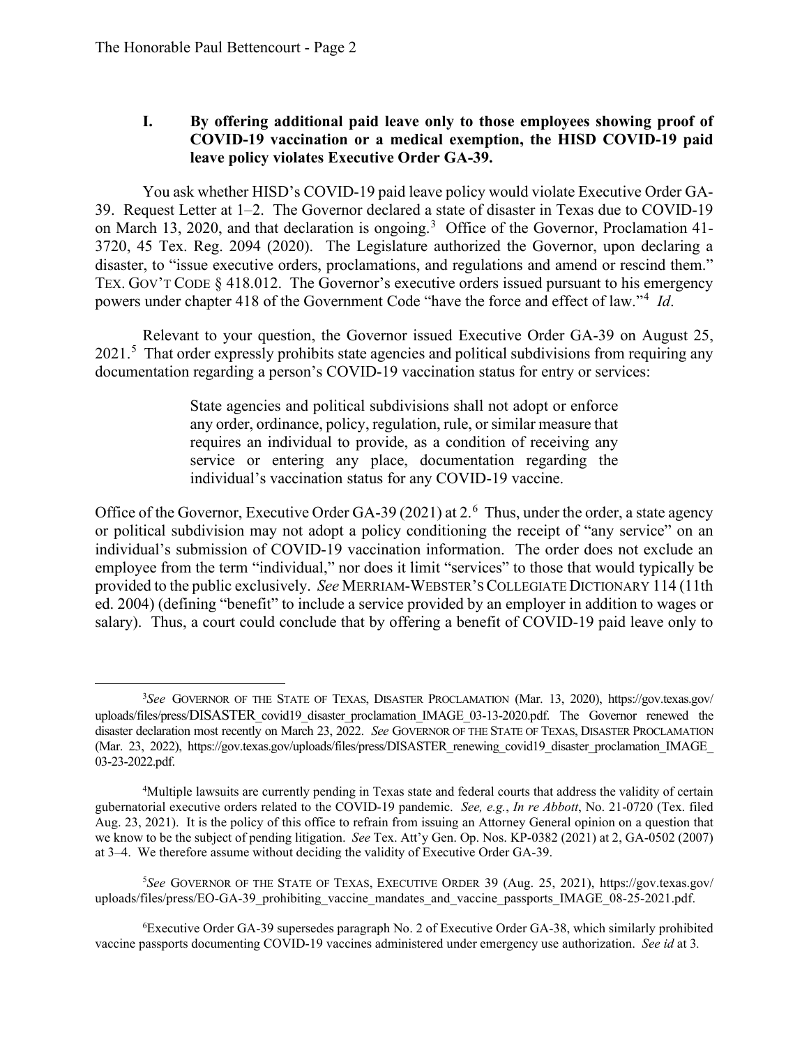## I. By offering additional paid leave only to those employees showing proof of COVID-19 vaccination or a medical exemption, the HISD COVID-19 paid leave policy violates Executive Order GA-39.

You ask whether HISD's COVID-19 paid leave policy would violate Executive Order GA-39. Request Letter at 1–2. The Governor declared a state of disaster in Texas due to COVID-19 on March 13, 2020, and that declaration is ongoing.[3] Office of the Governor, Proclamation 41-3720, 45 Tex. Reg. 2094 (2020). The Legislature authorized the Governor, upon declaring a disaster, to "issue executive orders, proclamations, and regulations and amend or rescind them." TEX. GOV'T CODE § 418.012. The Governor's executive orders issued pursuant to his emergency powers under chapter 418 of the Government Code "have the force and effect of law."[4] *Id*.

Relevant to your question, the Governor issued Executive Order GA-39 on August 25, 2021.[5] That order expressly prohibits state agencies and political subdivisions from requiring any documentation regarding a person's COVID-19 vaccination status for entry or services:

> State agencies and political subdivisions shall not adopt or enforce any order, ordinance, policy, regulation, rule, or similar measure that requires an individual to provide, as a condition of receiving any service or entering any place, documentation regarding the individual's vaccination status for any COVID-19 vaccine.

Office of the Governor, Executive Order GA-39 (2021) at 2.[6] Thus, under the order, a state agency or political subdivision may not adopt a policy conditioning the receipt of "any service" on an individual's submission of COVID-19 vaccination information. The order does not exclude an employee from the term "individual," nor does it limit "services" to those that would typically be provided to the public exclusively. *See* MERRIAM-WEBSTER'S COLLEGIATE DICTIONARY 114 (11th ed. 2004) (defining "benefit" to include a service provided by an employer in addition to wages or salary). Thus, a court could conclude that by offering a benefit of COVID-19 paid leave only to

---

[3] *See* GOVERNOR OF THE STATE OF TEXAS, DISASTER PROCLAMATION (Mar. 13, 2020), https://gov.texas.gov/uploads/files/press/DISASTER_covid19_disaster_proclamation_IMAGE_03-13-2020.pdf. The Governor renewed the disaster declaration most recently on March 23, 2022. *See* GOVERNOR OF THE STATE OF TEXAS, DISASTER PROCLAMATION (Mar. 23, 2022), https://gov.texas.gov/uploads/files/press/DISASTER_renewing_covid19_disaster_proclamation_IMAGE_03-23-2022.pdf.

[4] Multiple lawsuits are currently pending in Texas state and federal courts that address the validity of certain gubernatorial executive orders related to the COVID-19 pandemic. *See, e.g.*, *In re Abbott*, No. 21-0720 (Tex. filed Aug. 23, 2021). It is the policy of this office to refrain from issuing an Attorney General opinion on a question that we know to be the subject of pending litigation. *See* Tex. Att'y Gen. Op. Nos. KP-0382 (2021) at 2, GA-0502 (2007) at 3–4. We therefore assume without deciding the validity of Executive Order GA-39.

[5] *See* GOVERNOR OF THE STATE OF TEXAS, EXECUTIVE ORDER 39 (Aug. 25, 2021), https://gov.texas.gov/uploads/files/press/EO-GA-39_prohibiting_vaccine_mandates_and_vaccine_passports_IMAGE_08-25-2021.pdf.

[6] Executive Order GA-39 supersedes paragraph No. 2 of Executive Order GA-38, which similarly prohibited vaccine passports documenting COVID-19 vaccines administered under emergency use authorization. *See id* at 3.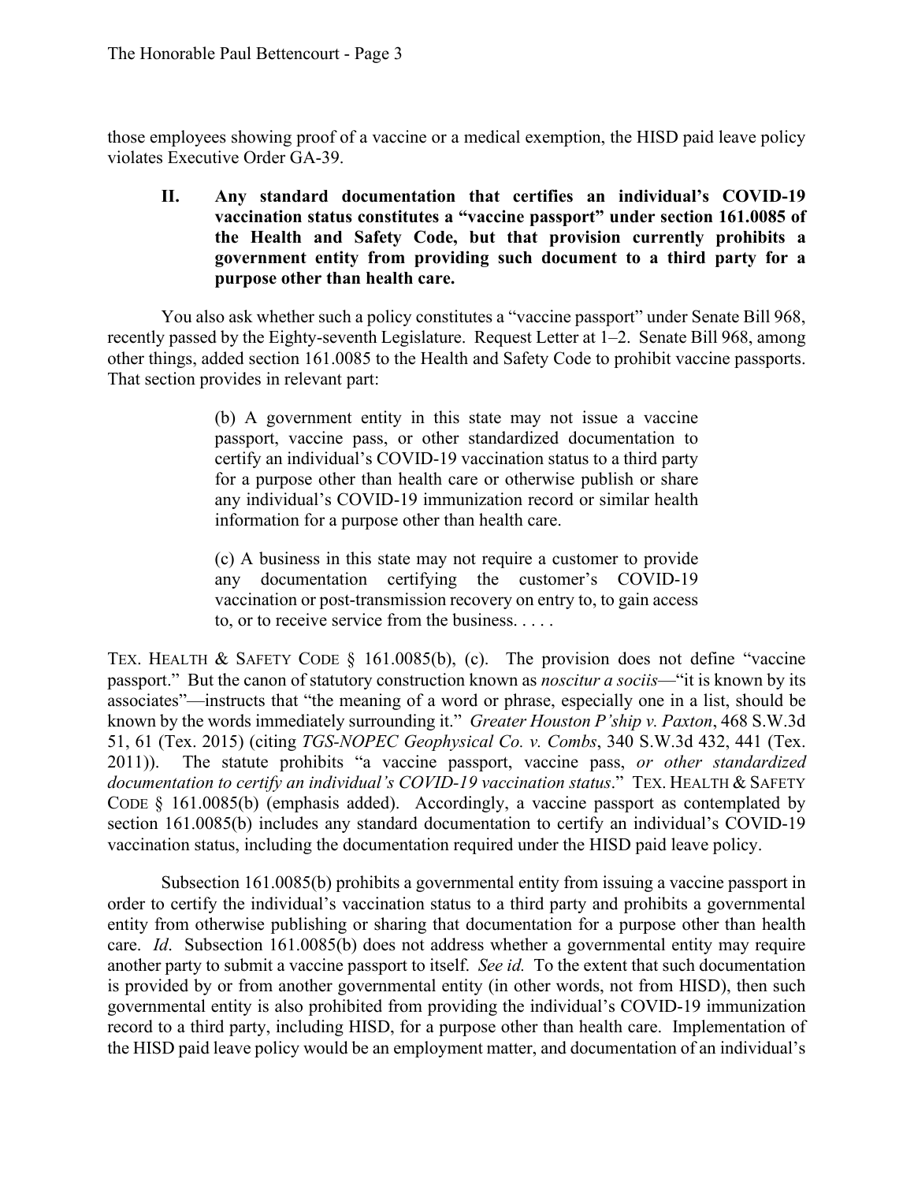those employees showing proof of a vaccine or a medical exemption, the HISD paid leave policy violates Executive Order GA-39.

### II. Any standard documentation that certifies an individual's COVID-19 vaccination status constitutes a "vaccine passport" under section 161.0085 of the Health and Safety Code, but that provision currently prohibits a government entity from providing such document to a third party for a purpose other than health care.

You also ask whether such a policy constitutes a "vaccine passport" under Senate Bill 968, recently passed by the Eighty-seventh Legislature. Request Letter at 1–2. Senate Bill 968, among other things, added section 161.0085 to the Health and Safety Code to prohibit vaccine passports. That section provides in relevant part:

> (b) A government entity in this state may not issue a vaccine passport, vaccine pass, or other standardized documentation to certify an individual's COVID-19 vaccination status to a third party for a purpose other than health care or otherwise publish or share any individual's COVID-19 immunization record or similar health information for a purpose other than health care.
>
> (c) A business in this state may not require a customer to provide any documentation certifying the customer's COVID-19 vaccination or post-transmission recovery on entry to, to gain access to, or to receive service from the business. . . . .

TEX. HEALTH & SAFETY CODE § 161.0085(b), (c). The provision does not define "vaccine passport." But the canon of statutory construction known as *noscitur a sociis*—"it is known by its associates"—instructs that "the meaning of a word or phrase, especially one in a list, should be known by the words immediately surrounding it." *Greater Houston P'ship v. Paxton*, 468 S.W.3d 51, 61 (Tex. 2015) (citing *TGS-NOPEC Geophysical Co. v. Combs*, 340 S.W.3d 432, 441 (Tex. 2011)). The statute prohibits "a vaccine passport, vaccine pass, *or other standardized documentation to certify an individual's COVID-19 vaccination status*." TEX. HEALTH & SAFETY CODE § 161.0085(b) (emphasis added). Accordingly, a vaccine passport as contemplated by section 161.0085(b) includes any standard documentation to certify an individual's COVID-19 vaccination status, including the documentation required under the HISD paid leave policy.

Subsection 161.0085(b) prohibits a governmental entity from issuing a vaccine passport in order to certify the individual's vaccination status to a third party and prohibits a governmental entity from otherwise publishing or sharing that documentation for a purpose other than health care. *Id*. Subsection 161.0085(b) does not address whether a governmental entity may require another party to submit a vaccine passport to itself. *See id.* To the extent that such documentation is provided by or from another governmental entity (in other words, not from HISD), then such governmental entity is also prohibited from providing the individual's COVID-19 immunization record to a third party, including HISD, for a purpose other than health care. Implementation of the HISD paid leave policy would be an employment matter, and documentation of an individual's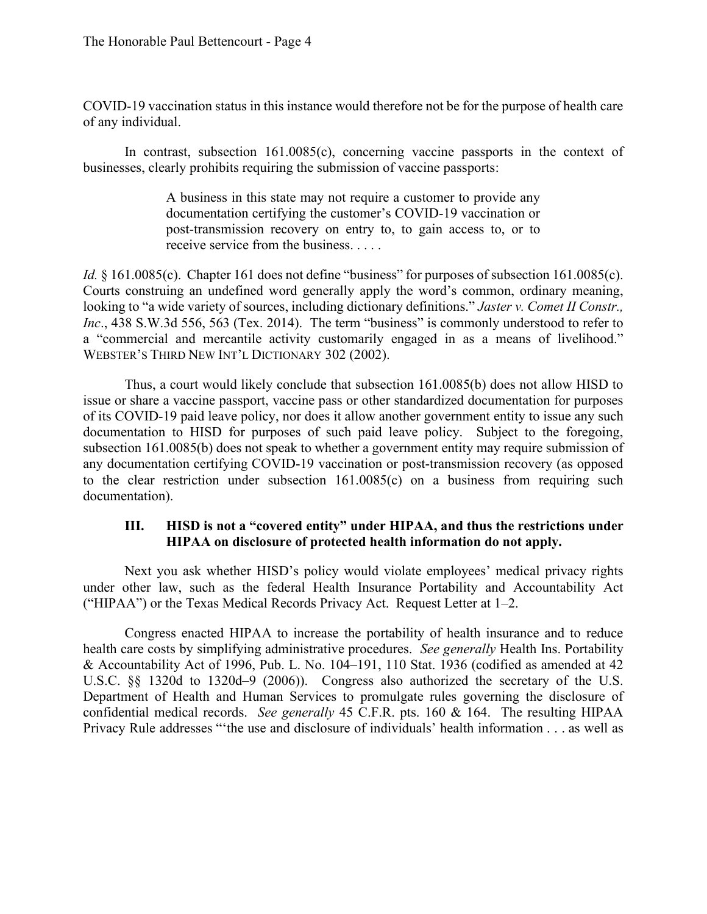COVID-19 vaccination status in this instance would therefore not be for the purpose of health care of any individual.

In contrast, subsection 161.0085(c), concerning vaccine passports in the context of businesses, clearly prohibits requiring the submission of vaccine passports:

> A business in this state may not require a customer to provide any documentation certifying the customer's COVID-19 vaccination or post-transmission recovery on entry to, to gain access to, or to receive service from the business. . . . .

*Id.* § 161.0085(c). Chapter 161 does not define "business" for purposes of subsection 161.0085(c). Courts construing an undefined word generally apply the word's common, ordinary meaning, looking to "a wide variety of sources, including dictionary definitions." *Jaster v. Comet II Constr., Inc*., 438 S.W.3d 556, 563 (Tex. 2014). The term "business" is commonly understood to refer to a "commercial and mercantile activity customarily engaged in as a means of livelihood." WEBSTER'S THIRD NEW INT'L DICTIONARY 302 (2002).

Thus, a court would likely conclude that subsection 161.0085(b) does not allow HISD to issue or share a vaccine passport, vaccine pass or other standardized documentation for purposes of its COVID-19 paid leave policy, nor does it allow another government entity to issue any such documentation to HISD for purposes of such paid leave policy. Subject to the foregoing, subsection 161.0085(b) does not speak to whether a government entity may require submission of any documentation certifying COVID-19 vaccination or post-transmission recovery (as opposed to the clear restriction under subsection 161.0085(c) on a business from requiring such documentation).

## III. HISD is not a "covered entity" under HIPAA, and thus the restrictions under HIPAA on disclosure of protected health information do not apply.

Next you ask whether HISD's policy would violate employees' medical privacy rights under other law, such as the federal Health Insurance Portability and Accountability Act ("HIPAA") or the Texas Medical Records Privacy Act. Request Letter at 1–2.

Congress enacted HIPAA to increase the portability of health insurance and to reduce health care costs by simplifying administrative procedures. *See generally* Health Ins. Portability & Accountability Act of 1996, Pub. L. No. 104–191, 110 Stat. 1936 (codified as amended at 42 U.S.C. §§ 1320d to 1320d–9 (2006)). Congress also authorized the secretary of the U.S. Department of Health and Human Services to promulgate rules governing the disclosure of confidential medical records. *See generally* 45 C.F.R. pts. 160 & 164. The resulting HIPAA Privacy Rule addresses "'the use and disclosure of individuals' health information . . . as well as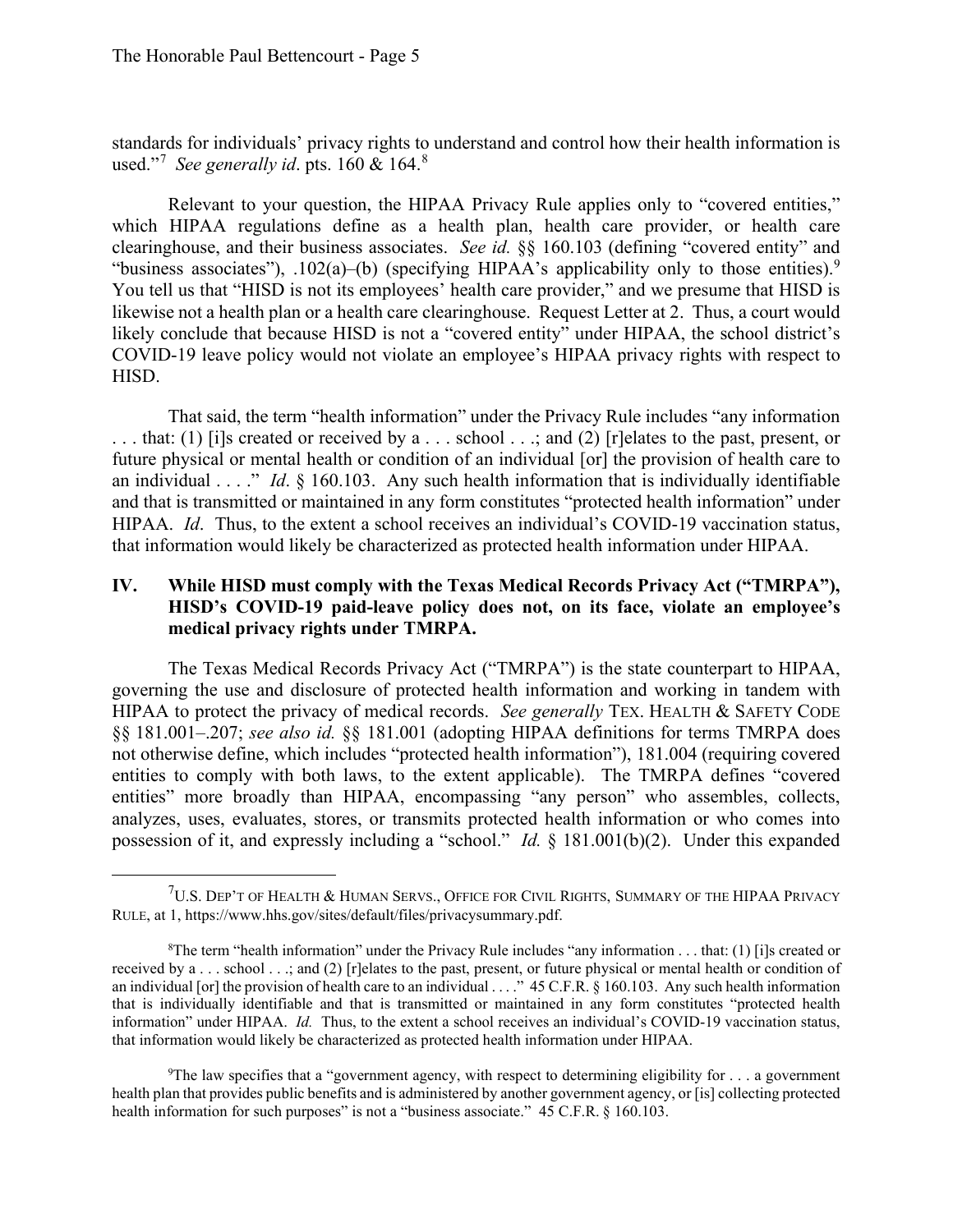standards for individuals' privacy rights to understand and control how their health information is used."[7] *See generally id*. pts. 160 & 164.[8]

Relevant to your question, the HIPAA Privacy Rule applies only to "covered entities," which HIPAA regulations define as a health plan, health care provider, or health care clearinghouse, and their business associates. *See id.* §§ 160.103 (defining "covered entity" and "business associates"), .102(a)–(b) (specifying HIPAA's applicability only to those entities).[9] You tell us that "HISD is not its employees' health care provider," and we presume that HISD is likewise not a health plan or a health care clearinghouse. Request Letter at 2. Thus, a court would likely conclude that because HISD is not a "covered entity" under HIPAA, the school district's COVID-19 leave policy would not violate an employee's HIPAA privacy rights with respect to HISD.

That said, the term "health information" under the Privacy Rule includes "any information . . . that: (1) [i]s created or received by a . . . school . . .; and (2) [r]elates to the past, present, or future physical or mental health or condition of an individual [or] the provision of health care to an individual . . . ." *Id*. § 160.103. Any such health information that is individually identifiable and that is transmitted or maintained in any form constitutes "protected health information" under HIPAA. *Id*. Thus, to the extent a school receives an individual's COVID-19 vaccination status, that information would likely be characterized as protected health information under HIPAA.

## IV. While HISD must comply with the Texas Medical Records Privacy Act ("TMRPA"), HISD's COVID-19 paid-leave policy does not, on its face, violate an employee's medical privacy rights under TMRPA.

The Texas Medical Records Privacy Act ("TMRPA") is the state counterpart to HIPAA, governing the use and disclosure of protected health information and working in tandem with HIPAA to protect the privacy of medical records. *See generally* TEX. HEALTH & SAFETY CODE §§ 181.001–.207; *see also id.* §§ 181.001 (adopting HIPAA definitions for terms TMRPA does not otherwise define, which includes "protected health information"), 181.004 (requiring covered entities to comply with both laws, to the extent applicable). The TMRPA defines "covered entities" more broadly than HIPAA, encompassing "any person" who assembles, collects, analyzes, uses, evaluates, stores, or transmits protected health information or who comes into possession of it, and expressly including a "school." *Id.* § 181.001(b)(2). Under this expanded

---

[7] U.S. DEP'T OF HEALTH & HUMAN SERVS., OFFICE FOR CIVIL RIGHTS, SUMMARY OF THE HIPAA PRIVACY RULE, at 1, https://www.hhs.gov/sites/default/files/privacysummary.pdf.

[8] The term "health information" under the Privacy Rule includes "any information . . . that: (1) [i]s created or received by a . . . school . . .; and (2) [r]elates to the past, present, or future physical or mental health or condition of an individual [or] the provision of health care to an individual . . . ." 45 C.F.R. § 160.103. Any such health information that is individually identifiable and that is transmitted or maintained in any form constitutes "protected health information" under HIPAA. *Id.* Thus, to the extent a school receives an individual's COVID-19 vaccination status, that information would likely be characterized as protected health information under HIPAA.

[9] The law specifies that a "government agency, with respect to determining eligibility for . . . a government health plan that provides public benefits and is administered by another government agency, or [is] collecting protected health information for such purposes" is not a "business associate." 45 C.F.R. § 160.103.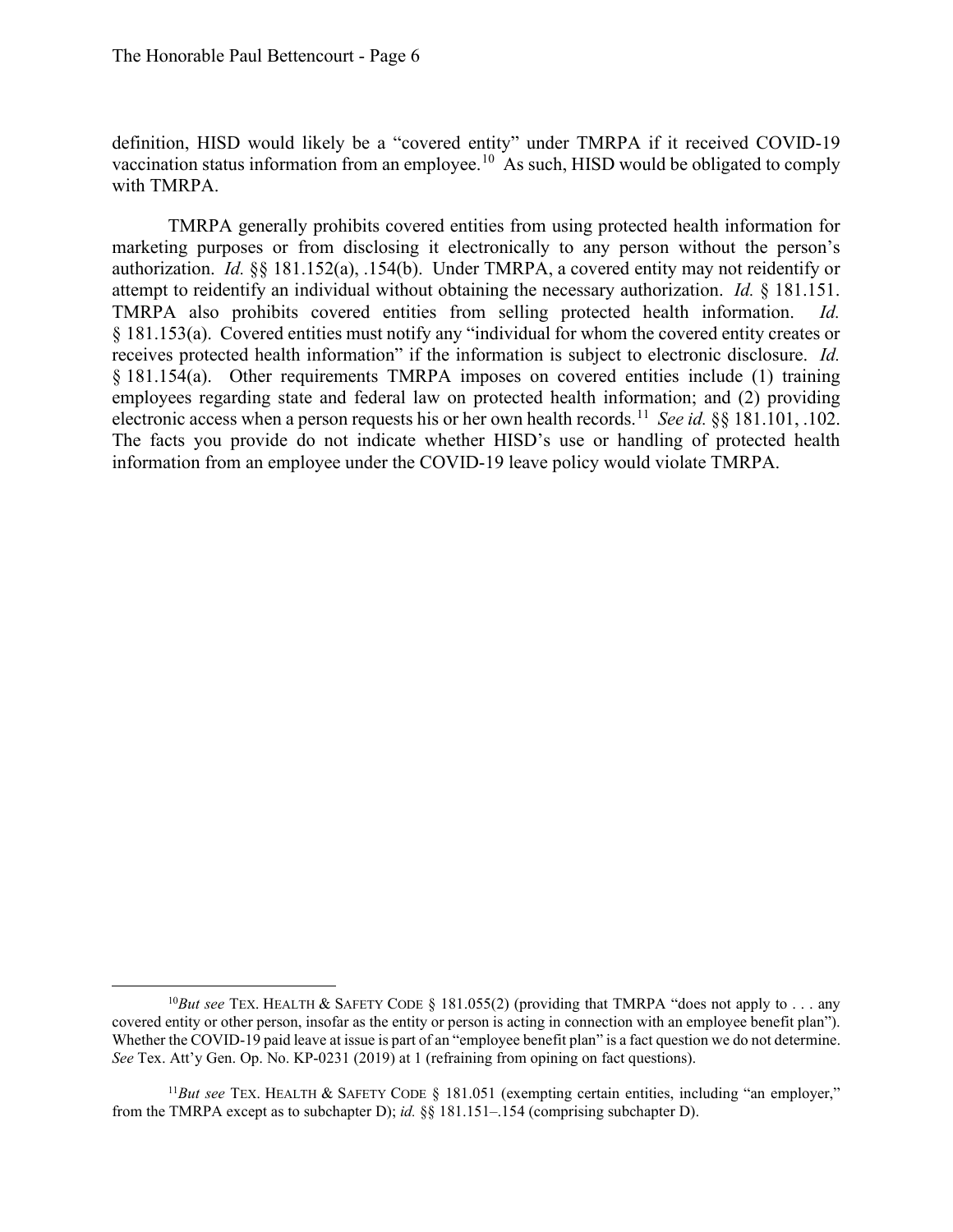definition, HISD would likely be a "covered entity" under TMRPA if it received COVID-19 vaccination status information from an employee.[10] As such, HISD would be obligated to comply with TMRPA.

TMRPA generally prohibits covered entities from using protected health information for marketing purposes or from disclosing it electronically to any person without the person's authorization. *Id.* §§ 181.152(a), .154(b). Under TMRPA, a covered entity may not reidentify or attempt to reidentify an individual without obtaining the necessary authorization. *Id.* § 181.151. TMRPA also prohibits covered entities from selling protected health information. *Id.* § 181.153(a). Covered entities must notify any "individual for whom the covered entity creates or receives protected health information" if the information is subject to electronic disclosure. *Id.* § 181.154(a). Other requirements TMRPA imposes on covered entities include (1) training employees regarding state and federal law on protected health information; and (2) providing electronic access when a person requests his or her own health records.[11] *See id.* §§ 181.101, .102. The facts you provide do not indicate whether HISD's use or handling of protected health information from an employee under the COVID-19 leave policy would violate TMRPA.

---

[10] *But see* TEX. HEALTH & SAFETY CODE § 181.055(2) (providing that TMRPA "does not apply to . . . any covered entity or other person, insofar as the entity or person is acting in connection with an employee benefit plan"). Whether the COVID-19 paid leave at issue is part of an "employee benefit plan" is a fact question we do not determine. *See* Tex. Att'y Gen. Op. No. KP-0231 (2019) at 1 (refraining from opining on fact questions).

[11] *But see* TEX. HEALTH & SAFETY CODE § 181.051 (exempting certain entities, including "an employer," from the TMRPA except as to subchapter D); *id.* §§ 181.151–.154 (comprising subchapter D).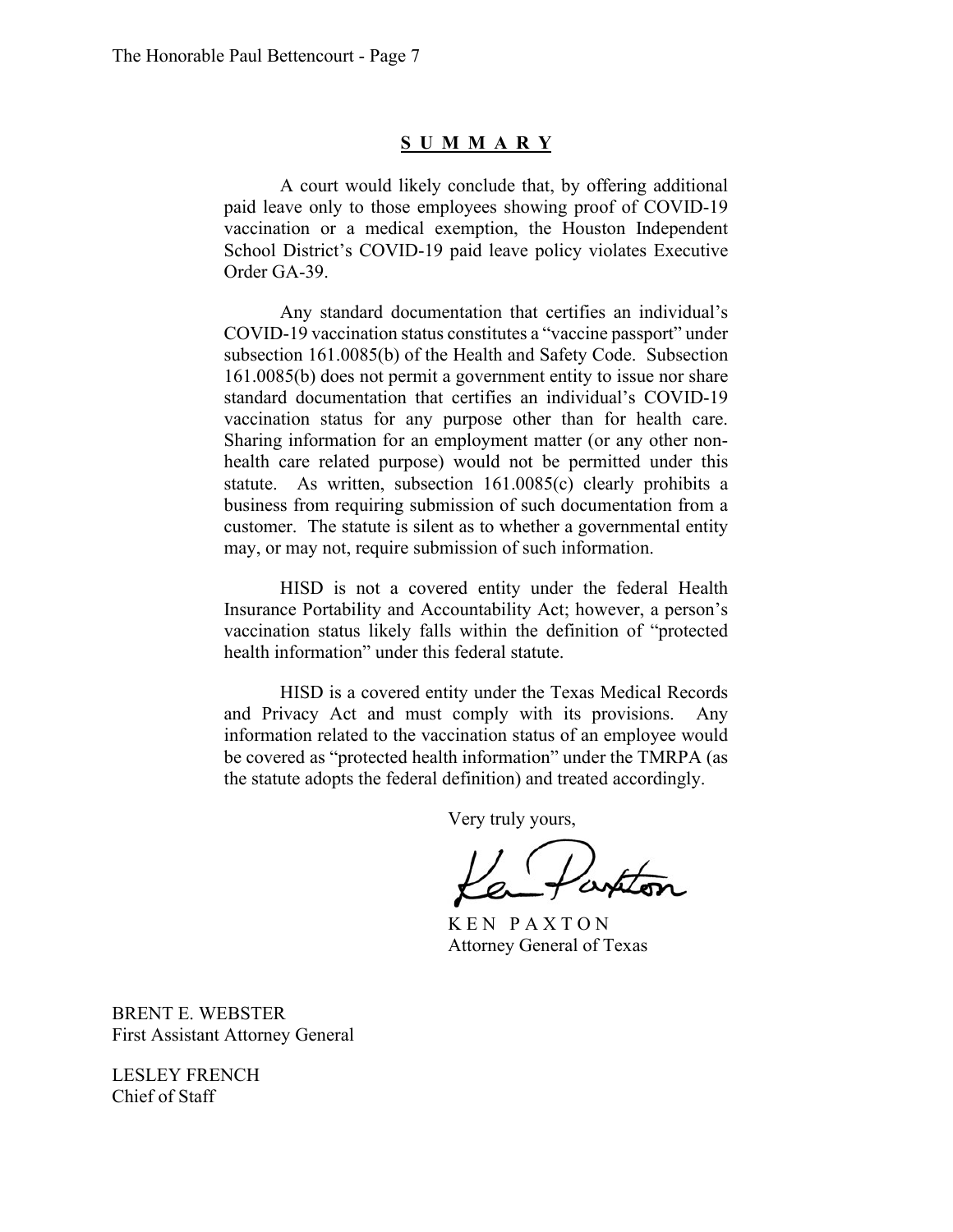## S U M M A R Y

A court would likely conclude that, by offering additional paid leave only to those employees showing proof of COVID-19 vaccination or a medical exemption, the Houston Independent School District's COVID-19 paid leave policy violates Executive Order GA-39.

Any standard documentation that certifies an individual's COVID-19 vaccination status constitutes a "vaccine passport" under subsection 161.0085(b) of the Health and Safety Code. Subsection 161.0085(b) does not permit a government entity to issue nor share standard documentation that certifies an individual's COVID-19 vaccination status for any purpose other than for health care. Sharing information for an employment matter (or any other non-health care related purpose) would not be permitted under this statute. As written, subsection 161.0085(c) clearly prohibits a business from requiring submission of such documentation from a customer. The statute is silent as to whether a governmental entity may, or may not, require submission of such information.

HISD is not a covered entity under the federal Health Insurance Portability and Accountability Act; however, a person's vaccination status likely falls within the definition of "protected health information" under this federal statute.

HISD is a covered entity under the Texas Medical Records and Privacy Act and must comply with its provisions. Any information related to the vaccination status of an employee would be covered as "protected health information" under the TMRPA (as the statute adopts the federal definition) and treated accordingly.

Very truly yours,

K E N P A X T O N
Attorney General of Texas

BRENT E. WEBSTER
First Assistant Attorney General

LESLEY FRENCH
Chief of Staff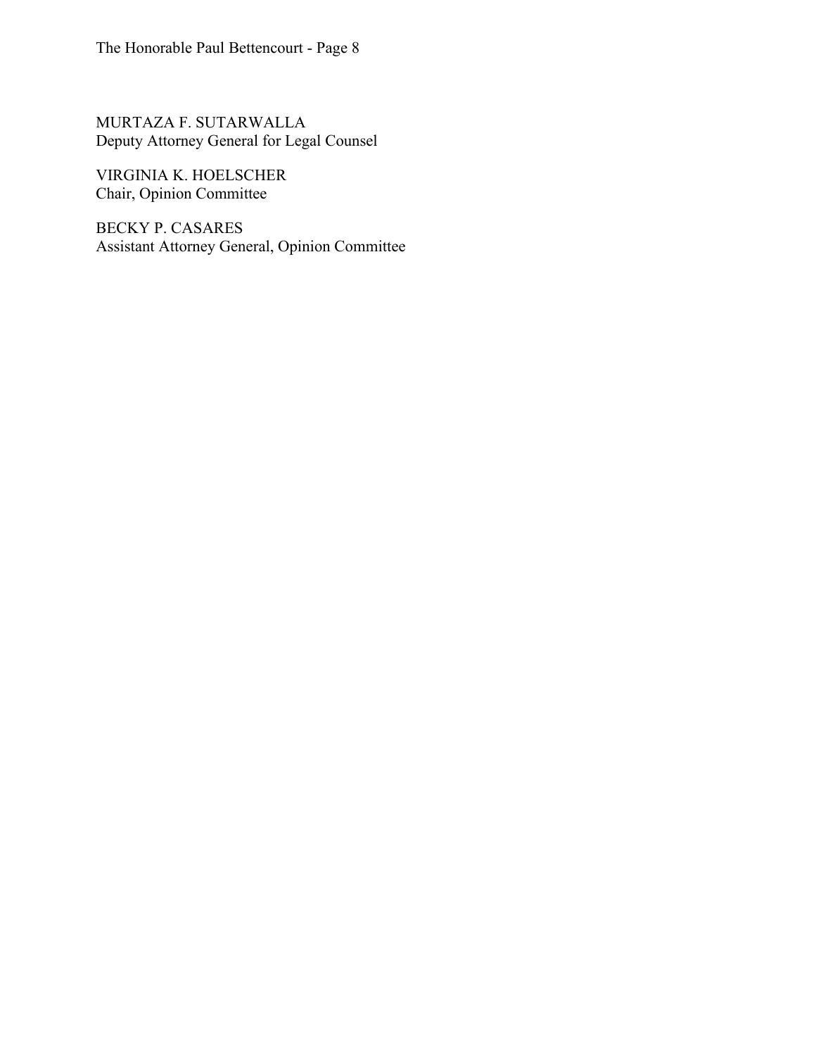MURTAZA F. SUTARWALLA
Deputy Attorney General for Legal Counsel

VIRGINIA K. HOELSCHER
Chair, Opinion Committee

BECKY P. CASARES
Assistant Attorney General, Opinion Committee